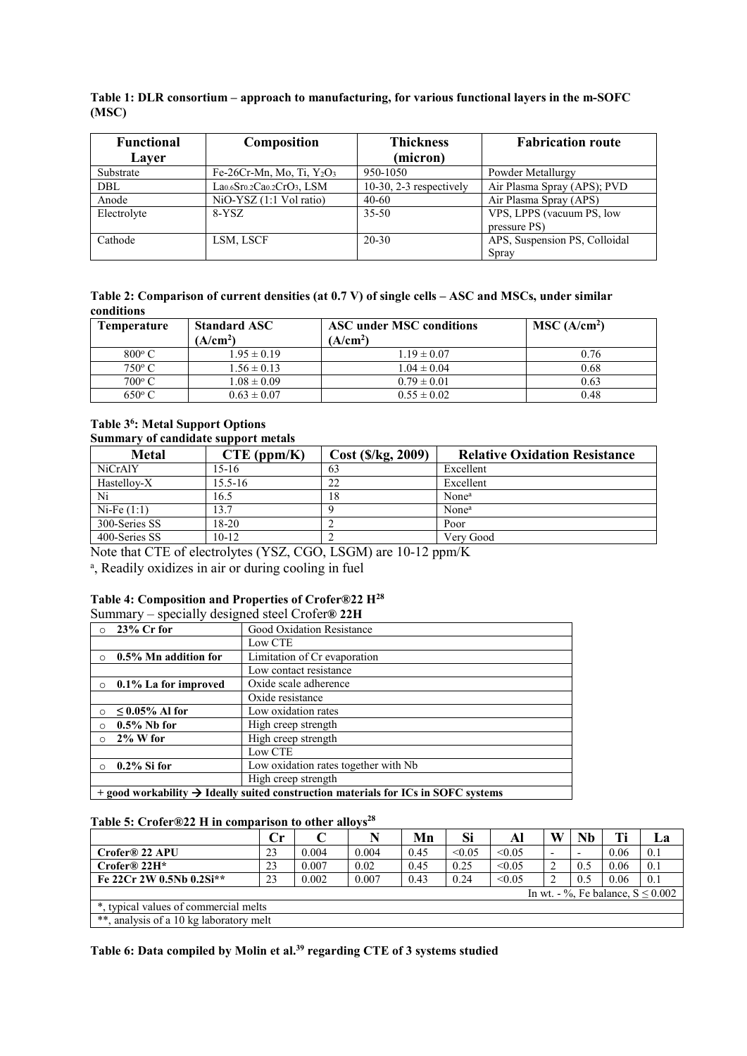**Table 1: DLR consortium – approach to manufacturing, for various functional layers in the m-SOFC (MSC)**

| Functional Layer | Composition | Thickness (micron) | Fabrication route |
|---|---|---|---|
| Substrate | Fe-26Cr-Mn, Mo, Ti, $Y_2O_3$ | 950-1050 | Powder Metallurgy |
| DBL | $La_{0.6}Sr_{0.2}Ca_{0.2}CrO_3$, LSM | 10-30, 2-3 respectively | Air Plasma Spray (APS); PVD |
| Anode | NiO-YSZ (1:1 Vol ratio) | 40-60 | Air Plasma Spray (APS) |
| Electrolyte | 8-YSZ | 35-50 | VPS, LPPS (vacuum PS, low pressure PS) |
| Cathode | LSM, LSCF | 20-30 | APS, Suspension PS, Colloidal Spray |

**Table 2: Comparison of current densities (at 0.7 V) of single cells – ASC and MSCs, under similar conditions**

| Temperature | Standard ASC ($A/cm^2$) | ASC under MSC conditions ($A/cm^2$) | MSC ($A/cm^2$) |
|---|---|---|---|
| 800° C | 1.95 ± 0.19 | 1.19 ± 0.07 | 0.76 |
| 750° C | 1.56 ± 0.13 | 1.04 ± 0.04 | 0.68 |
| 700° C | 1.08 ± 0.09 | 0.79 ± 0.01 | 0.63 |
| 650° C | 0.63 ± 0.07 | 0.55 ± 0.02 | 0.48 |

**Table 3[6]: Metal Support Options**

**Summary of candidate support metals**

| Metal | CTE (ppm/K) | Cost ($/kg, 2009) | Relative Oxidation Resistance |
|---|---|---|---|
| NiCrAlY | 15-16 | 63 | Excellent |
| Hastelloy-X | 15.5-16 | 22 | Excellent |
| Ni | 16.5 | 18 | None[a] |
| Ni-Fe (1:1) | 13.7 | 9 | None[a] |
| 300-Series SS | 18-20 | 2 | Poor |
| 400-Series SS | 10-12 | 2 | Very Good |

Note that CTE of electrolytes (YSZ, CGO, LSGM) are 10-12 ppm/K

[a], Readily oxidizes in air or during cooling in fuel

**Table 4: Composition and Properties of Crofer®22 H[28]**

Summary – specially designed steel Crofer**® 22H**

| | |
|---|---|
| ○ **23% Cr for** | Good Oxidation Resistance |
| | Low CTE |
| ○ **0.5% Mn addition for** | Limitation of Cr evaporation |
| | Low contact resistance |
| ○ **0.1% La for improved** | Oxide scale adherence |
| | Oxide resistance |
| ○ **≤ 0.05% Al for** | Low oxidation rates |
| ○ **0.5% Nb for** | High creep strength |
| ○ **2% W for** | High creep strength |
| | Low CTE |
| ○ **0.2% Si for** | Low oxidation rates together with Nb |
| | High creep strength |
| **+ good workability → Ideally suited construction materials for ICs in SOFC systems** | |

**Table 5: Crofer®22 H in comparison to other alloys[28]**

| | Cr | C | N | Mn | Si | Al | W | Nb | Ti | La |
|---|---|---|---|---|---|---|---|---|---|---|
| **Crofer® 22 APU** | 23 | 0.004 | 0.004 | 0.45 | <0.05 | <0.05 | - | - | 0.06 | 0.1 |
| **Crofer® 22H*** | 23 | 0.007 | 0.02 | 0.45 | 0.25 | <0.05 | 2 | 0.5 | 0.06 | 0.1 |
| **Fe 22Cr 2W 0.5Nb 0.2Si**** | 23 | 0.002 | 0.007 | 0.43 | 0.24 | <0.05 | 2 | 0.5 | 0.06 | 0.1 |
| In wt. - %, Fe balance, S ≤ 0.002 | | | | | | | | | | |
| *, typical values of commercial melts | | | | | | | | | | |
| **, analysis of a 10 kg laboratory melt | | | | | | | | | | |

**Table 6: Data compiled by Molin et al.[39] regarding CTE of 3 systems studied**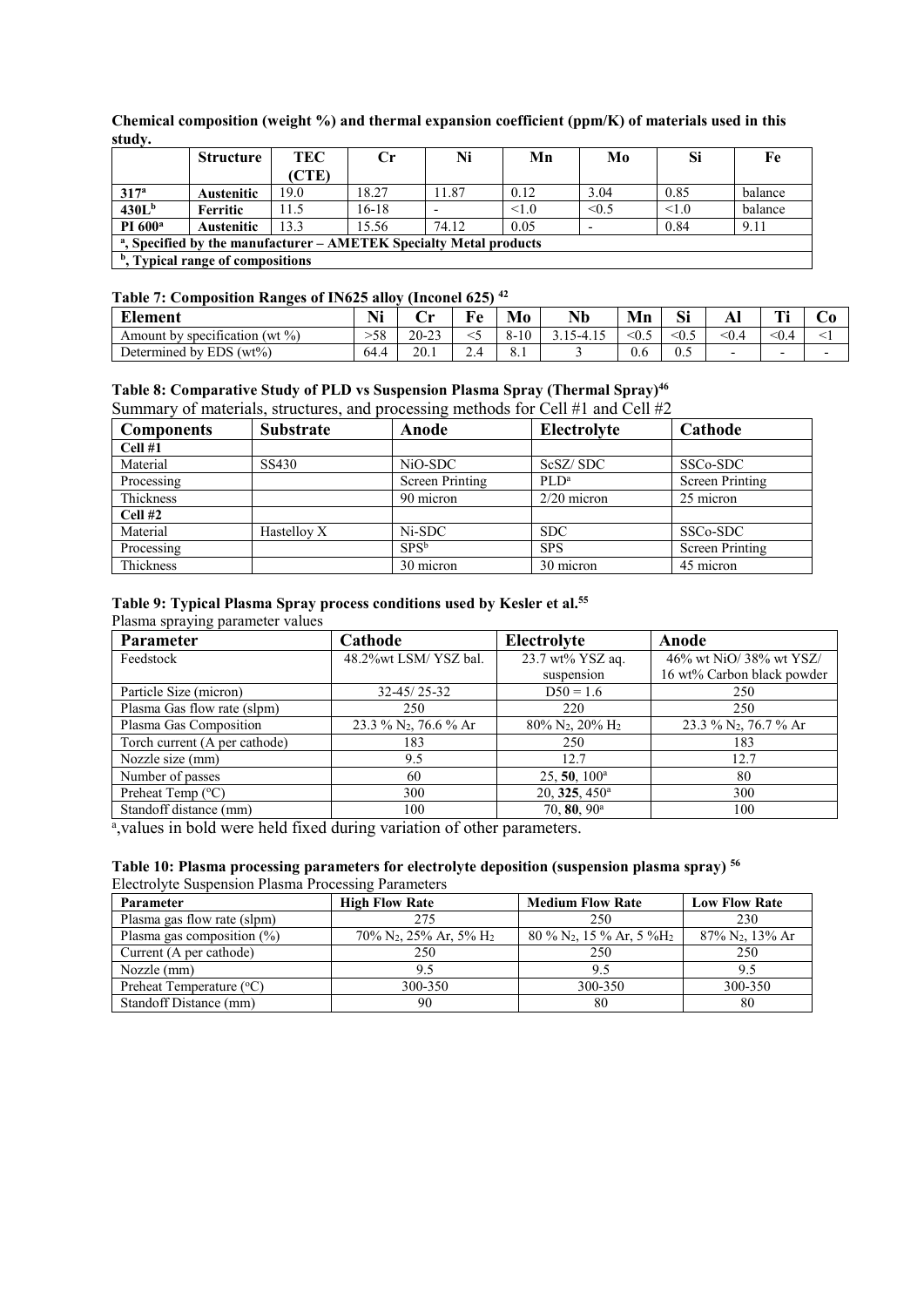**Chemical composition (weight %) and thermal expansion coefficient (ppm/K) of materials used in this study.**

| | Structure | TEC (CTE) | Cr | Ni | Mn | Mo | Si | Fe |
|---|---|---|---|---|---|---|---|---|
| **317[a]** | **Austenitic** | 19.0 | 18.27 | 11.87 | 0.12 | 3.04 | 0.85 | balance |
| **430L[b]** | **Ferritic** | 11.5 | 16-18 | - | <1.0 | <0.5 | <1.0 | balance |
| **PI 600[a]** | **Austenitic** | 13.3 | 15.56 | 74.12 | 0.05 | - | 0.84 | 9.11 |
| **[a], Specified by the manufacturer – AMETEK Specialty Metal products** | | | | | | | | |
| **[b], Typical range of compositions** | | | | | | | | |

**Table 7: Composition Ranges of IN625 alloy (Inconel 625) [42]**

| Element | Ni | Cr | Fe | Mo | Nb | Mn | Si | Al | Ti | Co |
|---|---|---|---|---|---|---|---|---|---|---|
| Amount by specification (wt %) | >58 | 20-23 | <5 | 8-10 | 3.15-4.15 | <0.5 | <0.5 | <0.4 | <0.4 | <1 |
| Determined by EDS (wt%) | 64.4 | 20.1 | 2.4 | 8.1 | 3 | 0.6 | 0.5 | - | - | - |

**Table 8: Comparative Study of PLD vs Suspension Plasma Spray (Thermal Spray)[46]**

Summary of materials, structures, and processing methods for Cell #1 and Cell #2

| Components | Substrate | Anode | Electrolyte | Cathode |
|---|---|---|---|---|
| **Cell #1** | | | | |
| Material | SS430 | NiO-SDC | ScSZ/ SDC | SSCo-SDC |
| Processing | | Screen Printing | PLD[a] | Screen Printing |
| Thickness | | 90 micron | 2/20 micron | 25 micron |
| **Cell #2** | | | | |
| Material | Hastelloy X | Ni-SDC | SDC | SSCo-SDC |
| Processing | | SPS[b] | SPS | Screen Printing |
| Thickness | | 30 micron | 30 micron | 45 micron |

**Table 9: Typical Plasma Spray process conditions used by Kesler et al.[55]**

Plasma spraying parameter values

| Parameter | Cathode | Electrolyte | Anode |
|---|---|---|---|
| Feedstock | 48.2%wt LSM/ YSZ bal. | 23.7 wt% YSZ aq. suspension | 46% wt NiO/ 38% wt YSZ/ 16 wt% Carbon black powder |
| Particle Size (micron) | 32-45/ 25-32 | D50 = 1.6 | 250 |
| Plasma Gas flow rate (slpm) | 250 | 220 | 250 |
| Plasma Gas Composition | 23.3 % $N_2$, 76.6 % Ar | 80% $N_2$, 20% $H_2$ | 23.3 % $N_2$, 76.7 % Ar |
| Torch current (A per cathode) | 183 | 250 | 183 |
| Nozzle size (mm) | 9.5 | 12.7 | 12.7 |
| Number of passes | 60 | 25, **50**, 100[a] | 80 |
| Preheat Temp (°C) | 300 | 20, **325**, 450[a] | 300 |
| Standoff distance (mm) | 100 | 70, **80**, 90[a] | 100 |

[a],values in bold were held fixed during variation of other parameters.

**Table 10: Plasma processing parameters for electrolyte deposition (suspension plasma spray) [56]**

Electrolyte Suspension Plasma Processing Parameters

| Parameter | High Flow Rate | Medium Flow Rate | Low Flow Rate |
|---|---|---|---|
| Plasma gas flow rate (slpm) | 275 | 250 | 230 |
| Plasma gas composition (%) | 70% $N_2$, 25% Ar, 5% $H_2$ | 80 % $N_2$, 15 % Ar, 5 %$H_2$ | 87% $N_2$, 13% Ar |
| Current (A per cathode) | 250 | 250 | 250 |
| Nozzle (mm) | 9.5 | 9.5 | 9.5 |
| Preheat Temperature (°C) | 300-350 | 300-350 | 300-350 |
| Standoff Distance (mm) | 90 | 80 | 80 |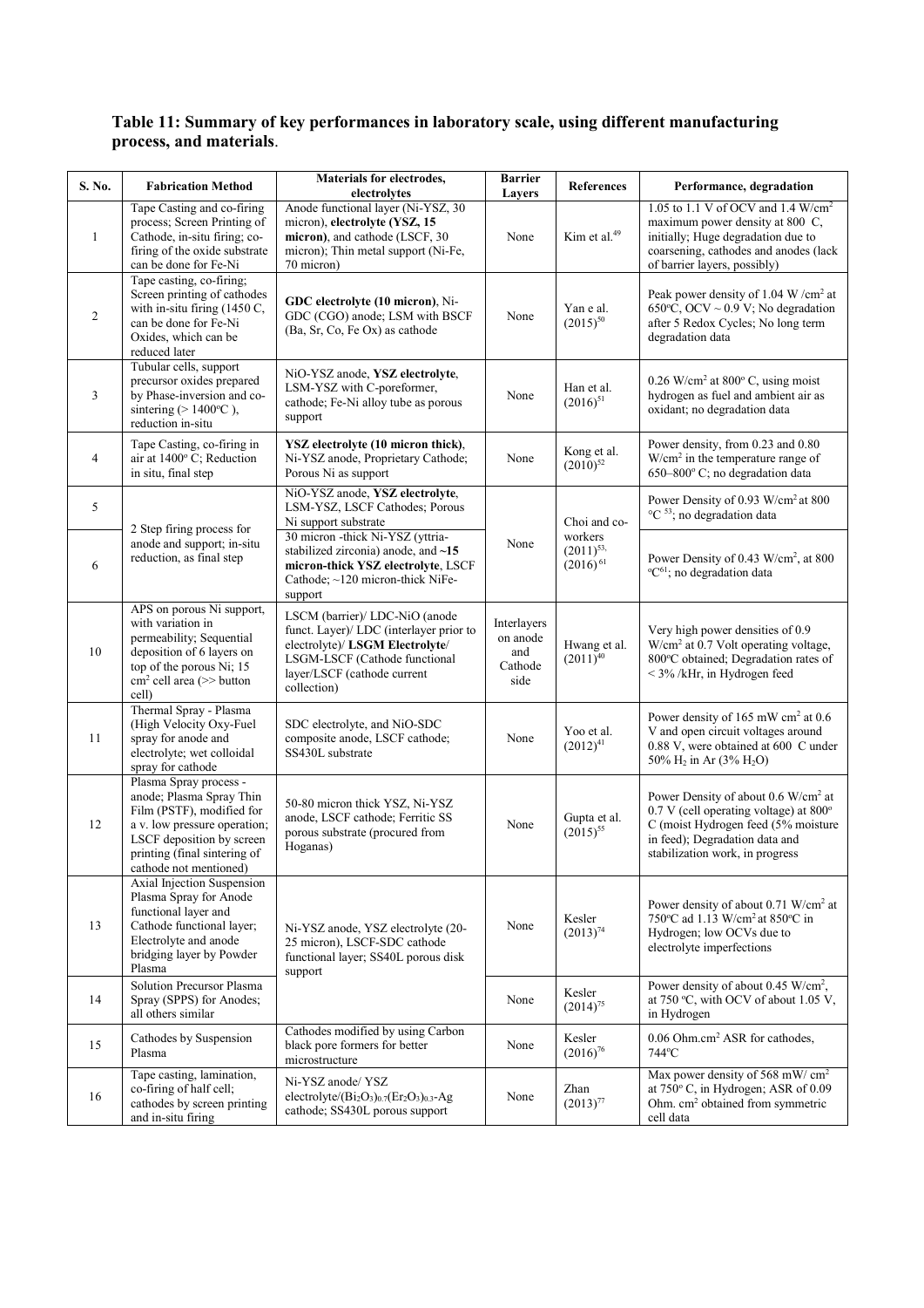**Table 11: Summary of key performances in laboratory scale, using different manufacturing process, and materials**.

| S. No. | Fabrication Method | Materials for electrodes, electrolytes | Barrier Layers | References | Performance, degradation |
|---|---|---|---|---|---|
| 1 | Tape Casting and co-firing process; Screen Printing of Cathode, in-situ firing; co-firing of the oxide substrate can be done for Fe-Ni | Anode functional layer (Ni-YSZ, 30 micron), **electrolyte (YSZ, 15 micron)**, and cathode (LSCF, 30 micron); Thin metal support (Ni-Fe, 70 micron) | None | Kim et al.[49] | 1.05 to 1.1 V of OCV and 1.4 W/cm$^2$ maximum power density at 800 C, initially; Huge degradation due to coarsening, cathodes and anodes (lack of barrier layers, possibly) |
| 2 | Tape casting, co-firing; Screen printing of cathodes with in-situ firing (1450 C, can be done for Fe-Ni Oxides, which can be reduced later | **GDC electrolyte (10 micron)**, Ni-GDC (CGO) anode; LSM with BSCF (Ba, Sr, Co, Fe Ox) as cathode | None | Yan e al. (2015)[50] | Peak power density of 1.04 W /cm$^2$ at 650ºC, OCV ~ 0.9 V; No degradation after 5 Redox Cycles; No long term degradation data |
| 3 | Tubular cells, support precursor oxides prepared by Phase-inversion and co-sintering (> 1400ºC ), reduction in-situ | NiO-YSZ anode, **YSZ electrolyte**, LSM-YSZ with C-poreformer, cathode; Fe-Ni alloy tube as porous support | None | Han et al. (2016)[51] | 0.26 W/cm$^2$ at 800º C, using moist hydrogen as fuel and ambient air as oxidant; no degradation data |
| 4 | Tape Casting, co-firing in air at 1400º C; Reduction in situ, final step | **YSZ electrolyte (10 micron thick)**, Ni-YSZ anode, Proprietary Cathode; Porous Ni as support | None | Kong et al. (2010)[52] | Power density, from 0.23 and 0.80 W/cm$^2$ in the temperature range of 650–800º C; no degradation data |
| 5 | 2 Step firing process for anode and support; in-situ reduction, as final step | NiO-YSZ anode, **YSZ electrolyte**, LSM-YSZ, LSCF Cathodes; Porous Ni support substrate | None | Choi and co-workers (2011)[53], (2016)[61] | Power Density of 0.93 W/cm$^2$ at 800 °C [53]; no degradation data |
| 6 | | 30 micron -thick Ni-YSZ (yttria-stabilized zirconia) anode, and **~15 micron-thick YSZ electrolyte**, LSCF Cathode; ~120 micron-thick NiFe-support | | | Power Density of 0.43 W/cm$^2$, at 800 ºC[61]; no degradation data |
| 10 | APS on porous Ni support, with variation in permeability; Sequential deposition of 6 layers on top of the porous Ni; 15 cm$^2$ cell area (>> button cell) | LSCM (barrier)/ LDC-NiO (anode funct. Layer)/ LDC (interlayer prior to electrolyte)/ **LSGM Electrolyte**/ LSGM-LSCF (Cathode functional layer/LSCF (cathode current collection) | Interlayers on anode and Cathode side | Hwang et al. (2011)[40] | Very high power densities of 0.9 W/cm$^2$ at 0.7 Volt operating voltage, 800ºC obtained; Degradation rates of < 3% /kHr, in Hydrogen feed |
| 11 | Thermal Spray - Plasma (High Velocity Oxy-Fuel spray for anode and electrolyte; wet colloidal spray for cathode | SDC electrolyte, and NiO-SDC composite anode, LSCF cathode; SS430L substrate | None | Yoo et al. (2012)[41] | Power density of 165 mW cm$^2$ at 0.6 V and open circuit voltages around 0.88 V, were obtained at 600 C under 50% $H_2$ in Ar (3% $H_2O$) |
| 12 | Plasma Spray process - anode; Plasma Spray Thin Film (PSTF), modified for a v. low pressure operation; LSCF deposition by screen printing (final sintering of cathode not mentioned) | 50-80 micron thick YSZ, Ni-YSZ anode, LSCF cathode; Ferritic SS porous substrate (procured from Hoganas) | None | Gupta et al. (2015)[55] | Power Density of about 0.6 W/cm$^2$ at 0.7 V (cell operating voltage) at 800º C (moist Hydrogen feed (5% moisture in feed); Degradation data and stabilization work, in progress |
| 13 | Axial Injection Suspension Plasma Spray for Anode functional layer and Cathode functional layer; Electrolyte and anode bridging layer by Powder Plasma | Ni-YSZ anode, YSZ electrolyte (20-25 micron), LSCF-SDC cathode functional layer; SS40L porous disk support | None | Kesler (2013)[74] | Power density of about 0.71 W/cm$^2$ at 750ºC ad 1.13 W/cm$^2$ at 850ºC in Hydrogen; low OCVs due to electrolyte imperfections |
| 14 | Solution Precursor Plasma Spray (SPPS) for Anodes; all others similar | | None | Kesler (2014)[75] | Power density of about 0.45 W/cm$^2$, at 750 ºC, with OCV of about 1.05 V, in Hydrogen |
| 15 | Cathodes by Suspension Plasma | Cathodes modified by using Carbon black pore formers for better microstructure | None | Kesler (2016)[76] | 0.06 Ohm.cm$^2$ ASR for cathodes, 744ºC |
| 16 | Tape casting, lamination, co-firing of half cell; cathodes by screen printing and in-situ firing | Ni-YSZ anode/ YSZ electrolyte/$(Bi_2O_3)_{0.7}(Er_2O_3)_{0.3}$-Ag cathode; SS430L porous support | None | Zhan (2013)[77] | Max power density of 568 mW/ cm$^2$ at 750º C, in Hydrogen; ASR of 0.09 Ohm. cm$^2$ obtained from symmetric cell data |